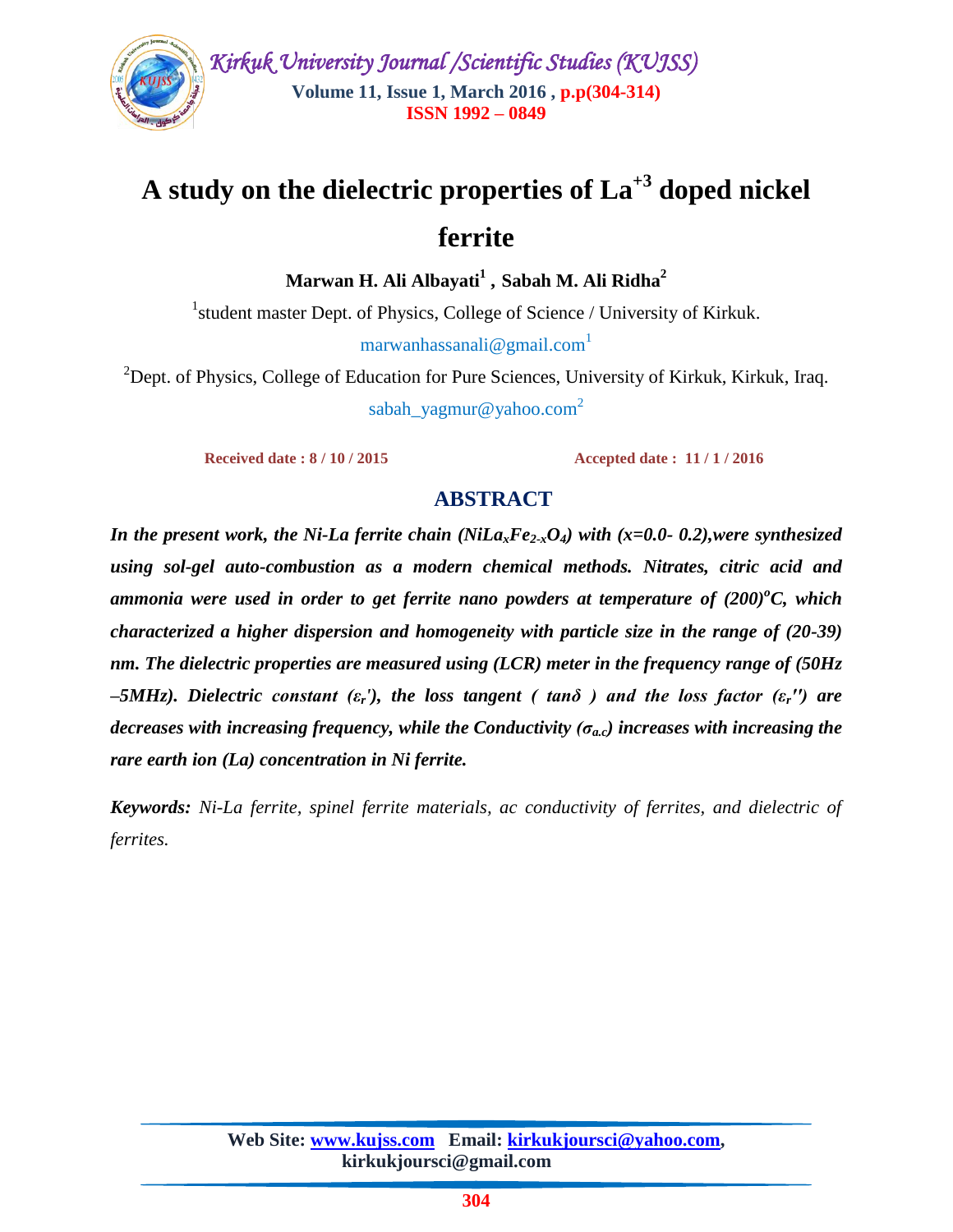# A study on the dielectric properties of $La^{+3}$ doped nickel ferrite

**Marwan H. Ali Albayati[1] , Sabah M. Ali Ridha[2]**

[1]student master Dept. of Physics, College of Science / University of Kirkuk.

marwanhassanali@gmail.com[1]

[2]Dept. of Physics, College of Education for Pure Sciences, University of Kirkuk, Kirkuk, Iraq.

sabah_yagmur@yahoo.com[2]

**Received date : 8 / 10 / 2015** **Accepted date : 11 / 1 / 2016**

## ABSTRACT

***In the present work, the Ni-La ferrite chain ($NiLa_xFe_{2-x}O_4$) with (x=0.0- 0.2),were synthesized using sol-gel auto-combustion as a modern chemical methods. Nitrates, citric acid and ammonia were used in order to get ferrite nano powders at temperature of $(200)^oC$, which characterized a higher dispersion and homogeneity with particle size in the range of (20-39) nm. The dielectric properties are measured using (LCR) meter in the frequency range of (50Hz –5MHz). Dielectric constant ($\varepsilon_r'$), the loss tangent ( $\tan\delta$ ) and the loss factor ($\varepsilon_r''$) are decreases with increasing frequency, while the Conductivity ($\sigma_{a.c}$) increases with increasing the rare earth ion (La) concentration in Ni ferrite.***

***Keywords:*** *Ni-La ferrite, spinel ferrite materials, ac conductivity of ferrites, and dielectric of ferrites.*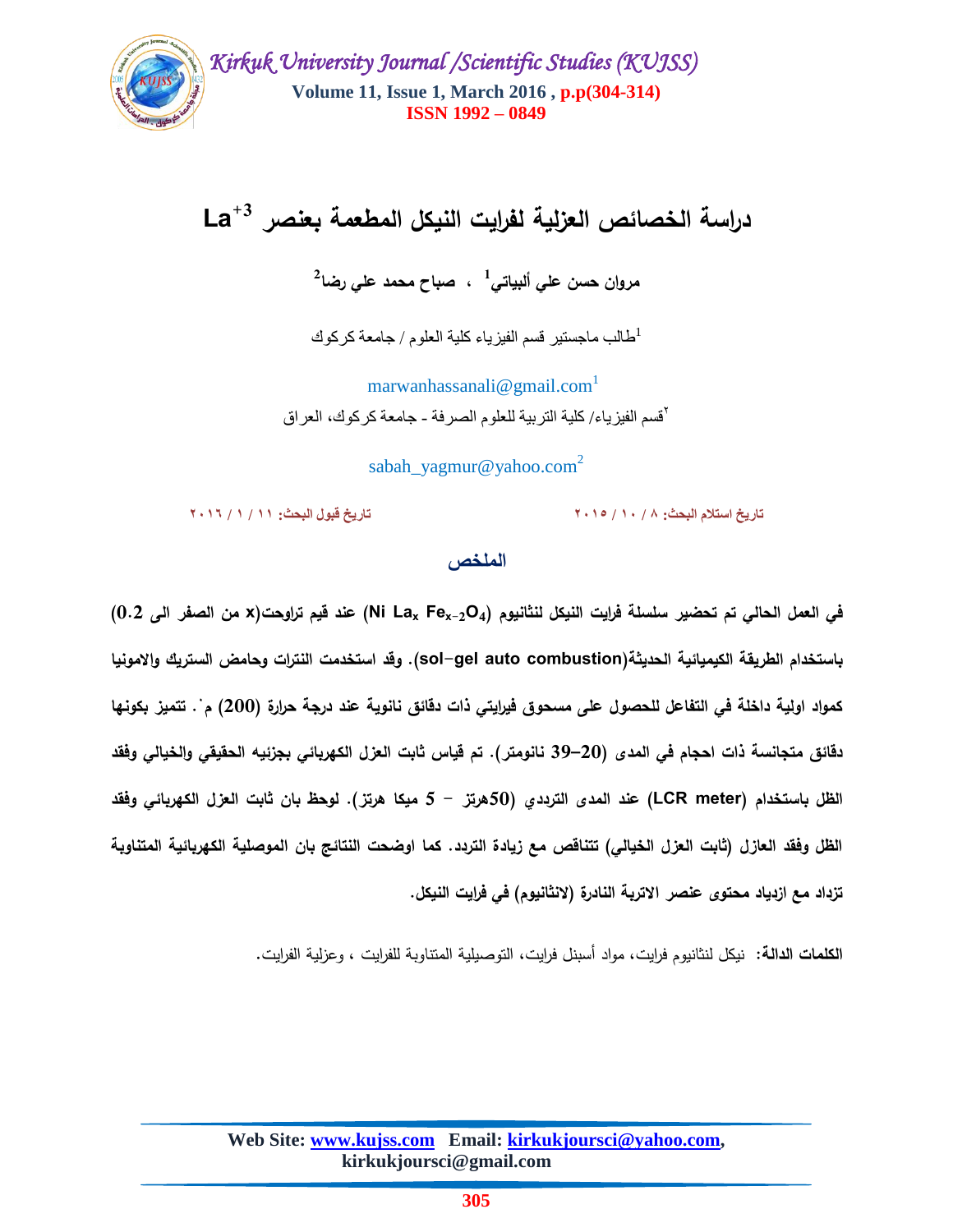# دراسة الخصائص العزلية لفرايت النيكل المطعمة بعنصر $La^{+3}$

**مروان حسن علي ألبياتي[1] ، صباح محمد علي رضا[2]**

[1]طالب ماجستير قسم الفيزياء كلية العلوم / جامعة كركوك

marwanhassanali@gmail.com[1]

[٢]قسم الفيزياء/ كلية التربية للعلوم الصرفة - جامعة كركوك، العراق

sabah_yagmur@yahoo.com[2]

تاريخ استلام البحث: ٨ / ١٠ / ٢٠١٥ تاريخ قبول البحث: ١١ / ١ / ٢٠١٦

## الملخص

**في العمل الحالي تم تحضير سلسلة فرايت النيكل لنثانيوم ($Ni\ La_x\ Fe_{x-2}O_4$) عند قيم تراوحت(x من الصفر الى 0.2) باستخدام الطريقة الكيميائية الحديثة(sol–gel auto combustion). وقد استخدمت النترات وحامض الستريك والامونيا كمواد اولية داخلة في التفاعل للحصول على مسحوق فيرايتي ذات دقائق نانوية عند درجة حرارة (200) م°. تتميز بكونها دقائق متجانسة ذات احجام في المدى (20–39 نانومتر). تم قياس ثابت العزل الكهربائي بجزئيه الحقيقي والخيالي وفقد الظل باستخدام (LCR meter) عند المدى الترددي (50هرتز – 5 ميكا هرتز). لوحظ بان ثابت العزل الكهربائي وفقد الظل وفقد العازل (ثابت العزل الخيالي) تتناقص مع زيادة التردد. كما اوضحت النتائج بان الموصلية الكهربائية المتناوبة تزداد مع ازدياد محتوى عنصر الاتربة النادرة (لانثانيوم) في فرايت النيكل.**

**الكلمات الدالة:** نيكل لنثانيوم فرايت، مواد أسبنل فرايت، التوصيلية المتناوبة للفرايت ، وعزلية الفرايت.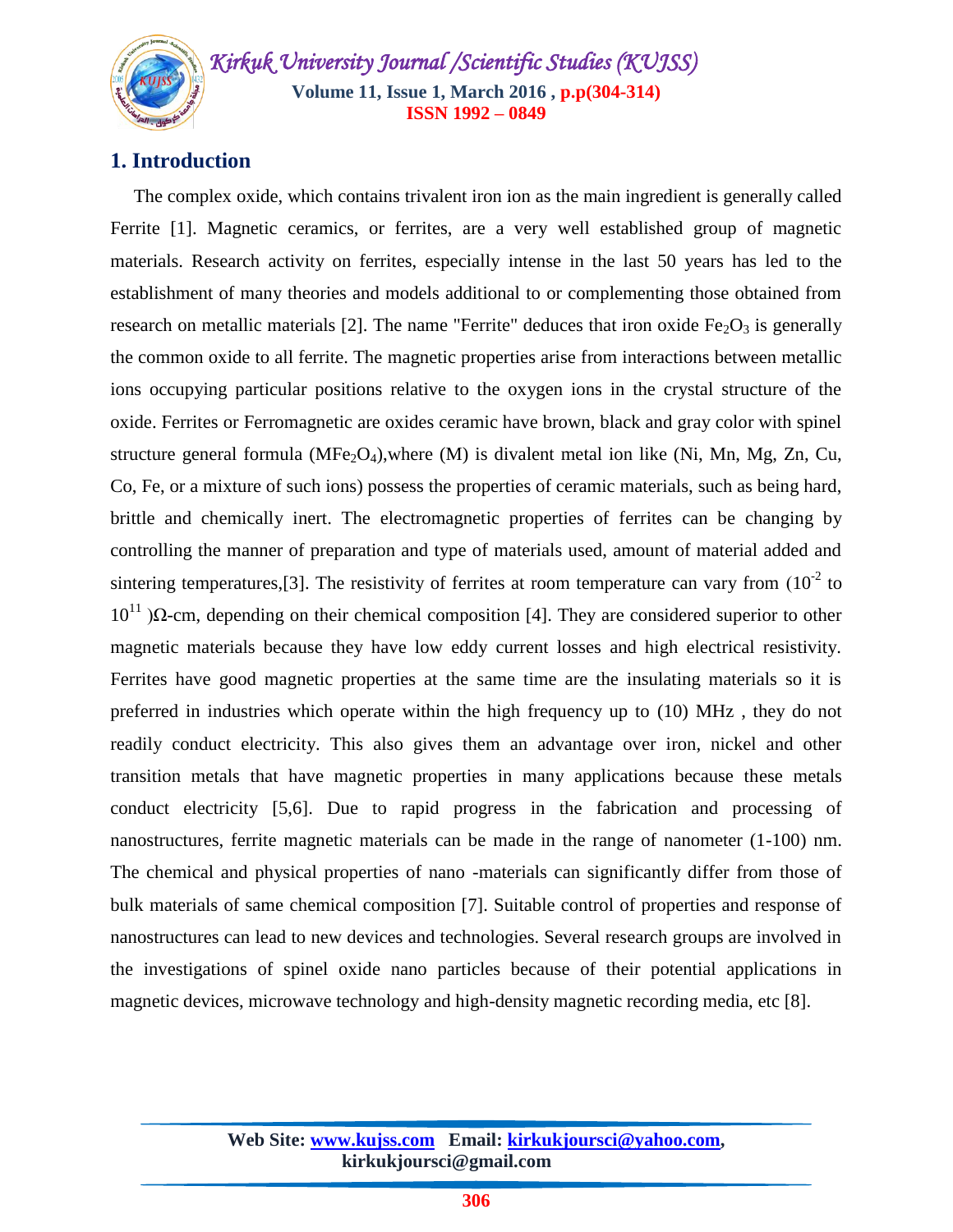## 1. Introduction

The complex oxide, which contains trivalent iron ion as the main ingredient is generally called Ferrite [1]. Magnetic ceramics, or ferrites, are a very well established group of magnetic materials. Research activity on ferrites, especially intense in the last 50 years has led to the establishment of many theories and models additional to or complementing those obtained from research on metallic materials [2]. The name "Ferrite" deduces that iron oxide $Fe_2O_3$ is generally the common oxide to all ferrite. The magnetic properties arise from interactions between metallic ions occupying particular positions relative to the oxygen ions in the crystal structure of the oxide. Ferrites or Ferromagnetic are oxides ceramic have brown, black and gray color with spinel structure general formula ($MFe_2O_4$),where (M) is divalent metal ion like (Ni, Mn, Mg, Zn, Cu, Co, Fe, or a mixture of such ions) possess the properties of ceramic materials, such as being hard, brittle and chemically inert. The electromagnetic properties of ferrites can be changing by controlling the manner of preparation and type of materials used, amount of material added and sintering temperatures,[3]. The resistivity of ferrites at room temperature can vary from ($10^{-2}$ to $10^{11}$ )Ω-cm, depending on their chemical composition [4]. They are considered superior to other magnetic materials because they have low eddy current losses and high electrical resistivity. Ferrites have good magnetic properties at the same time are the insulating materials so it is preferred in industries which operate within the high frequency up to (10) MHz , they do not readily conduct electricity. This also gives them an advantage over iron, nickel and other transition metals that have magnetic properties in many applications because these metals conduct electricity [5,6]. Due to rapid progress in the fabrication and processing of nanostructures, ferrite magnetic materials can be made in the range of nanometer (1-100) nm. The chemical and physical properties of nano -materials can significantly differ from those of bulk materials of same chemical composition [7]. Suitable control of properties and response of nanostructures can lead to new devices and technologies. Several research groups are involved in the investigations of spinel oxide nano particles because of their potential applications in magnetic devices, microwave technology and high-density magnetic recording media, etc [8].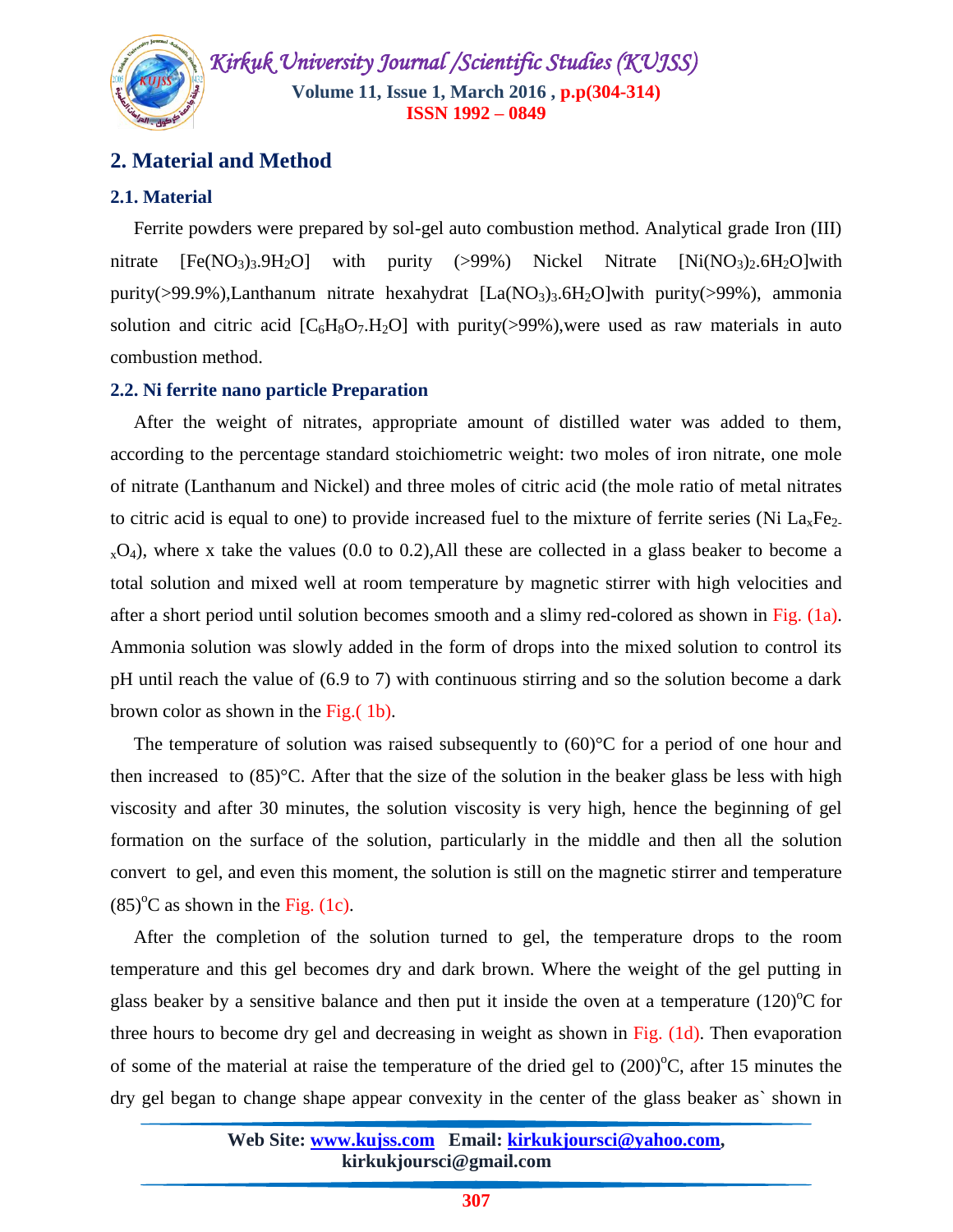## 2. Material and Method

### 2.1. Material

Ferrite powders were prepared by sol-gel auto combustion method. Analytical grade Iron (III) nitrate [$Fe(NO_3)_3.9H_2O$] with purity (>99%) Nickel Nitrate [$Ni(NO_3)_2.6H_2O$]with purity(>99.9%),Lanthanum nitrate hexahydrat [$La(NO_3)_3.6H_2O$]with purity(>99%), ammonia solution and citric acid [$C_6H_8O_7.H_2O$] with purity(>99%),were used as raw materials in auto combustion method.

### 2.2. Ni ferrite nano particle Preparation

After the weight of nitrates, appropriate amount of distilled water was added to them, according to the percentage standard stoichiometric weight: two moles of iron nitrate, one mole of nitrate (Lanthanum and Nickel) and three moles of citric acid (the mole ratio of metal nitrates to citric acid is equal to one) to provide increased fuel to the mixture of ferrite series (Ni $La_xFe_{2-x}O_4$), where x take the values (0.0 to 0.2),All these are collected in a glass beaker to become a total solution and mixed well at room temperature by magnetic stirrer with high velocities and after a short period until solution becomes smooth and a slimy red-colored as shown in Fig. (1a). Ammonia solution was slowly added in the form of drops into the mixed solution to control its pH until reach the value of (6.9 to 7) with continuous stirring and so the solution become a dark brown color as shown in the Fig.( 1b).

The temperature of solution was raised subsequently to (60)°C for a period of one hour and then increased to (85)°C. After that the size of the solution in the beaker glass be less with high viscosity and after 30 minutes, the solution viscosity is very high, hence the beginning of gel formation on the surface of the solution, particularly in the middle and then all the solution convert to gel, and even this moment, the solution is still on the magnetic stirrer and temperature $(85)^oC$ as shown in the Fig. (1c).

After the completion of the solution turned to gel, the temperature drops to the room temperature and this gel becomes dry and dark brown. Where the weight of the gel putting in glass beaker by a sensitive balance and then put it inside the oven at a temperature $(120)^oC$ for three hours to become dry gel and decreasing in weight as shown in Fig. (1d). Then evaporation of some of the material at raise the temperature of the dried gel to $(200)^oC$, after 15 minutes the dry gel began to change shape appear convexity in the center of the glass beaker as` shown in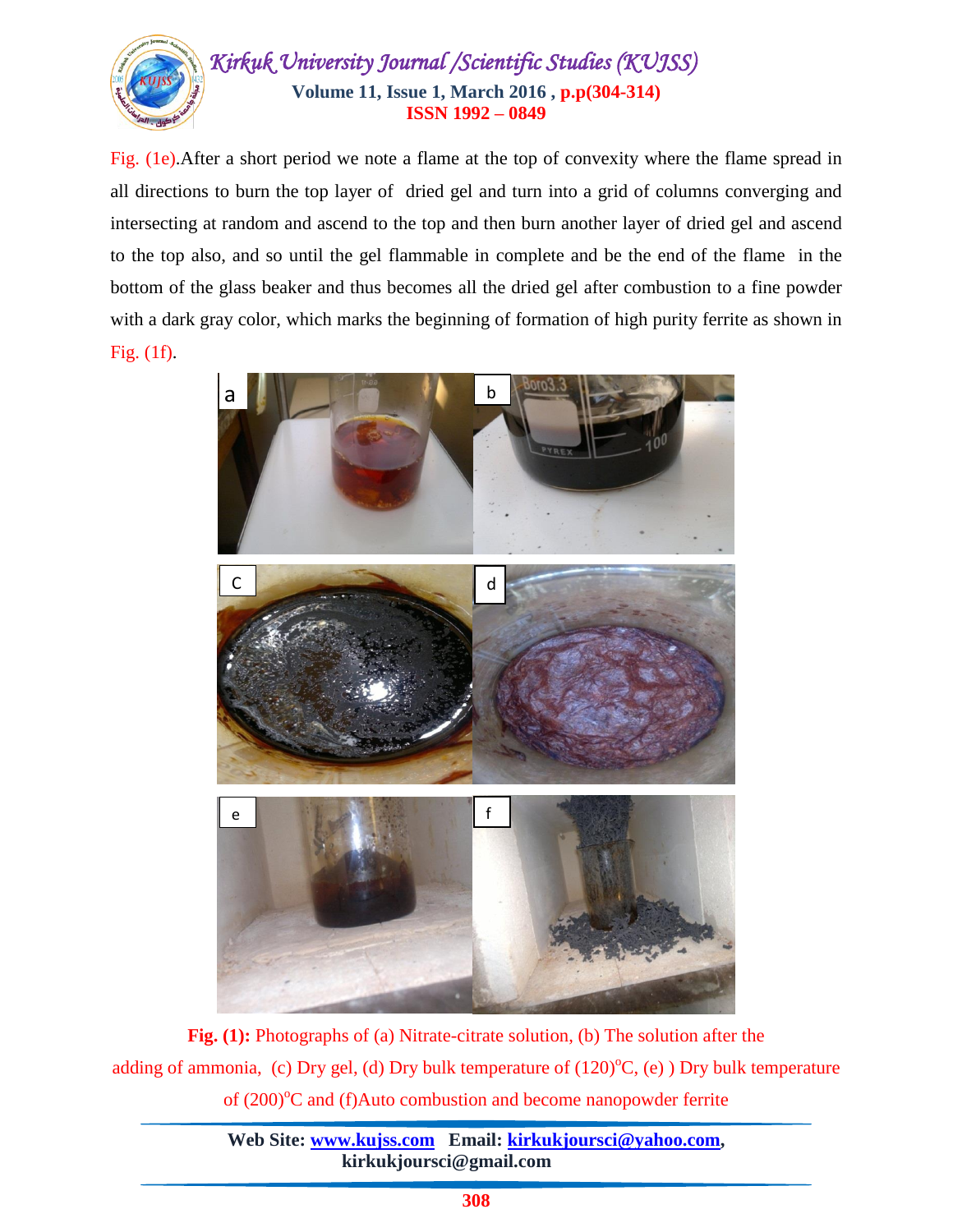Fig. (1e).After a short period we note a flame at the top of convexity where the flame spread in all directions to burn the top layer of dried gel and turn into a grid of columns converging and intersecting at random and ascend to the top and then burn another layer of dried gel and ascend to the top also, and so until the gel flammable in complete and be the end of the flame in the bottom of the glass beaker and thus becomes all the dried gel after combustion to a fine powder with a dark gray color, which marks the beginning of formation of high purity ferrite as shown in Fig. (1f).

**Fig. (1):** Photographs of (a) Nitrate-citrate solution, (b) The solution after the adding of ammonia, (c) Dry gel, (d) Dry bulk temperature of $(120)^{o}$C, (e) ) Dry bulk temperature of $(200)^{o}$C and (f)Auto combustion and become nanopowder ferrite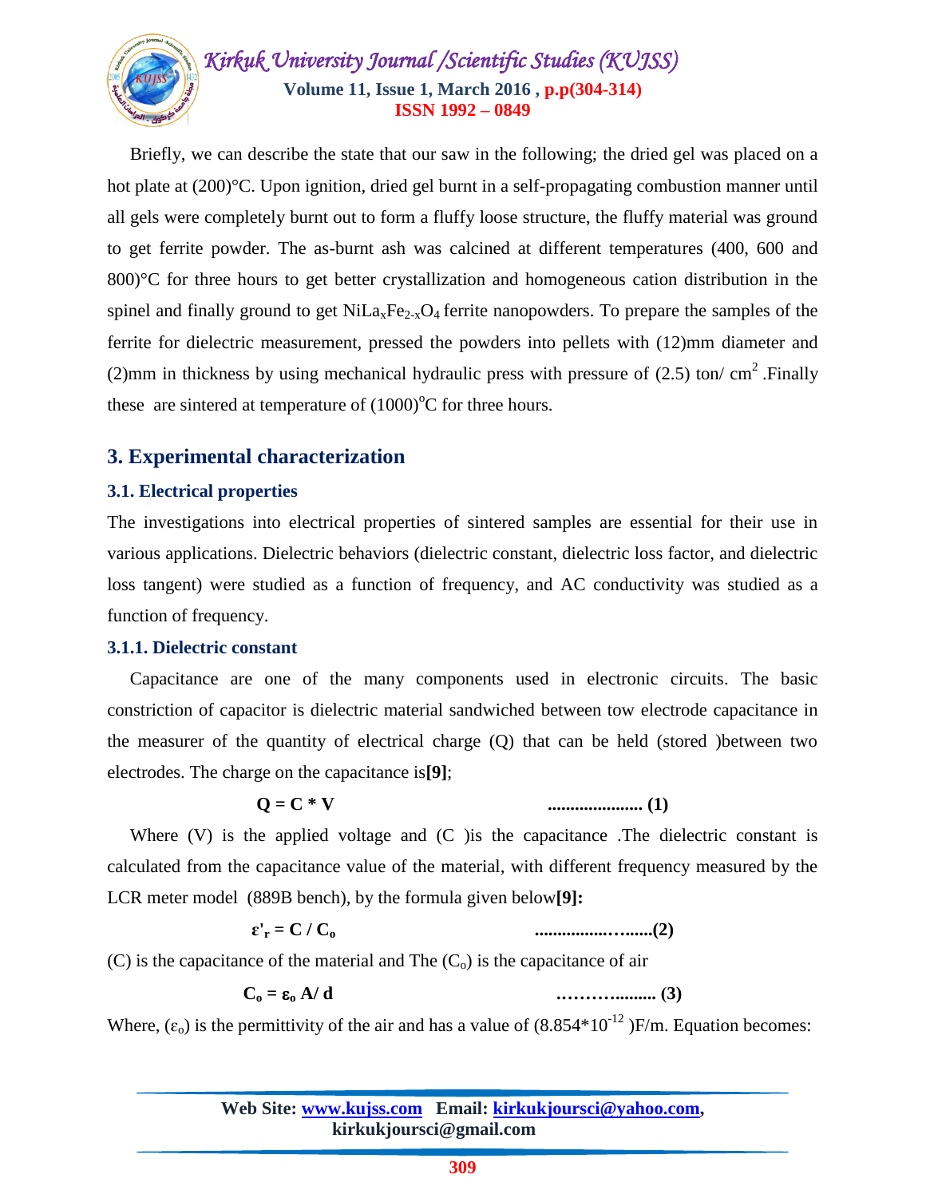Briefly, we can describe the state that our saw in the following; the dried gel was placed on a hot plate at (200)°C. Upon ignition, dried gel burnt in a self-propagating combustion manner until all gels were completely burnt out to form a fluffy loose structure, the fluffy material was ground to get ferrite powder. The as-burnt ash was calcined at different temperatures (400, 600 and 800)°C for three hours to get better crystallization and homogeneous cation distribution in the spinel and finally ground to get $NiLa_xFe_{2-x}O_4$ ferrite nanopowders. To prepare the samples of the ferrite for dielectric measurement, pressed the powders into pellets with (12)mm diameter and (2)mm in thickness by using mechanical hydraulic press with pressure of (2.5) ton/ $cm^2$ .Finally these are sintered at temperature of $(1000)^oC$ for three hours.

## 3. Experimental characterization

### 3.1. Electrical properties

The investigations into electrical properties of sintered samples are essential for their use in various applications. Dielectric behaviors (dielectric constant, dielectric loss factor, and dielectric loss tangent) were studied as a function of frequency, and AC conductivity was studied as a function of frequency.

### 3.1.1. Dielectric constant

Capacitance are one of the many components used in electronic circuits. The basic constriction of capacitor is dielectric material sandwiched between tow electrode capacitance in the measurer of the quantity of electrical charge (Q) that can be held (stored )between two electrodes. The charge on the capacitance is**[9]**;

$$\mathbf{Q = C * V} \qquad \text{..................... (1)}$$

Where (V) is the applied voltage and (C )is the capacitance .The dielectric constant is calculated from the capacitance value of the material, with different frequency measured by the LCR meter model (889B bench), by the formula given below**[9]:**

$$\boldsymbol{\varepsilon'_r = C / C_o} \qquad \text{..........................(2)}$$

(C) is the capacitance of the material and The ($C_o$) is the capacitance of air

$$\mathbf{C_o = \varepsilon_o A / d} \qquad \text{................. (3)}$$

Where, ($\varepsilon_o$) is the permittivity of the air and has a value of ($8.854*10^{-12}$ )F/m. Equation becomes: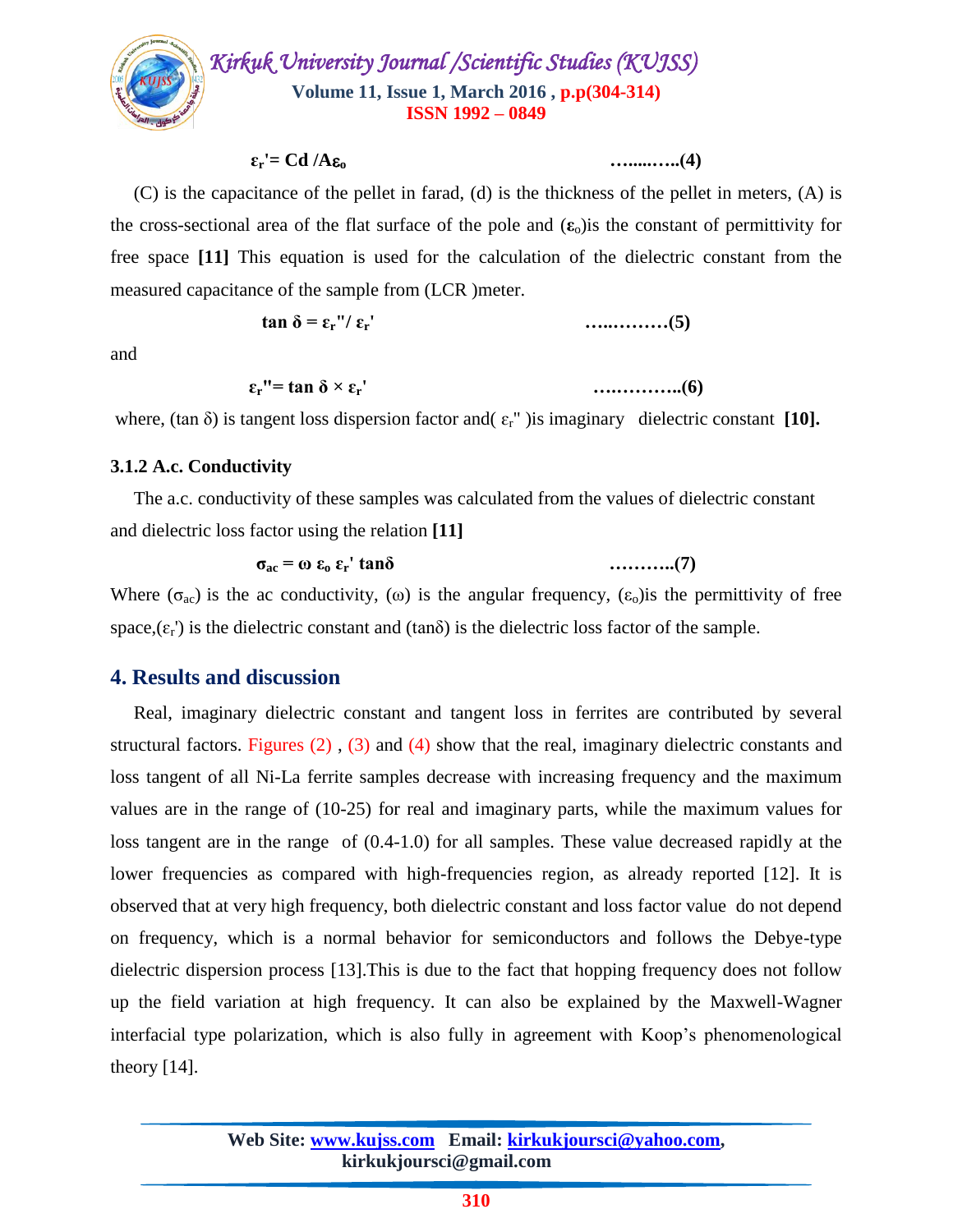$$\varepsilon_r' = Cd / A\varepsilon_o \qquad \text{……..…..(4)}$$

(C) is the capacitance of the pellet in farad, (d) is the thickness of the pellet in meters, (A) is the cross-sectional area of the flat surface of the pole and ($\varepsilon_o$)is the constant of permittivity for free space **[11]** This equation is used for the calculation of the dielectric constant from the measured capacitance of the sample from (LCR )meter.

$$\tan \delta = \varepsilon_r'' / \varepsilon_r' \qquad \text{…..………(5)}$$

and

$$\varepsilon_r'' = \tan \delta \times \varepsilon_r' \qquad \text{…..………..(6)}$$

where, (tan δ) is tangent loss dispersion factor and( $\varepsilon_r''$ )is imaginary dielectric constant **[10].**

### 3.1.2 A.c. Conductivity

The a.c. conductivity of these samples was calculated from the values of dielectric constant and dielectric loss factor using the relation **[11]**

$$\sigma_{ac} = \omega\, \varepsilon_o\, \varepsilon_r' \tan\delta \qquad \text{………..(7)}$$

Where ($\sigma_{ac}$) is the ac conductivity, ($\omega$) is the angular frequency, ($\varepsilon_o$)is the permittivity of free space,($\varepsilon_r'$) is the dielectric constant and (tanδ) is the dielectric loss factor of the sample.

## 4. Results and discussion

Real, imaginary dielectric constant and tangent loss in ferrites are contributed by several structural factors. Figures (2) , (3) and (4) show that the real, imaginary dielectric constants and loss tangent of all Ni-La ferrite samples decrease with increasing frequency and the maximum values are in the range of (10-25) for real and imaginary parts, while the maximum values for loss tangent are in the range of (0.4-1.0) for all samples. These value decreased rapidly at the lower frequencies as compared with high-frequencies region, as already reported [12]. It is observed that at very high frequency, both dielectric constant and loss factor value do not depend on frequency, which is a normal behavior for semiconductors and follows the Debye-type dielectric dispersion process [13].This is due to the fact that hopping frequency does not follow up the field variation at high frequency. It can also be explained by the Maxwell-Wagner interfacial type polarization, which is also fully in agreement with Koop's phenomenological theory [14].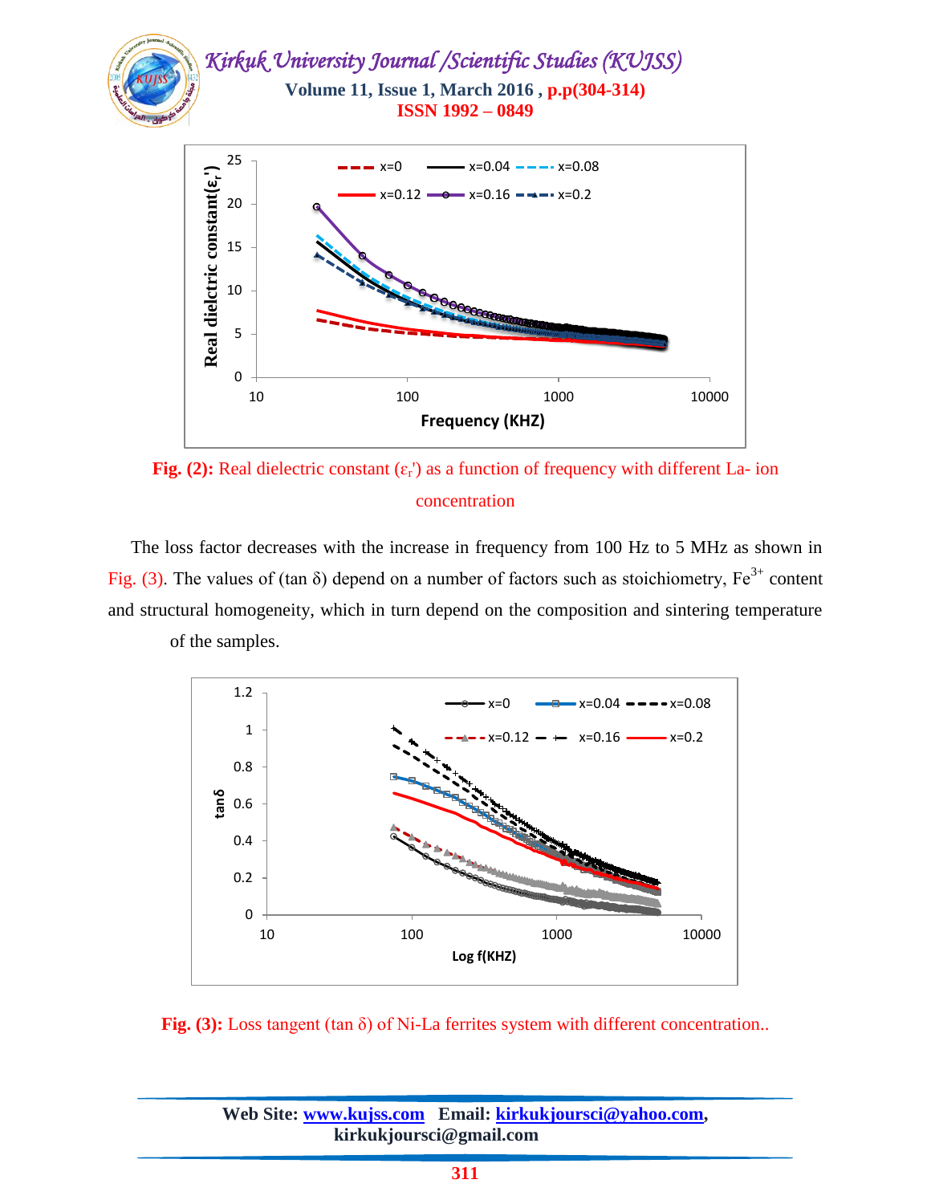**Fig. (2):** Real dielectric constant ($\varepsilon_r'$) as a function of frequency with different La- ion concentration

The loss factor decreases with the increase in frequency from 100 Hz to 5 MHz as shown in Fig. (3). The values of (tan δ) depend on a number of factors such as stoichiometry, $Fe^{3+}$ content and structural homogeneity, which in turn depend on the composition and sintering temperature of the samples.

**Fig. (3):** Loss tangent (tan δ) of Ni-La ferrites system with different concentration..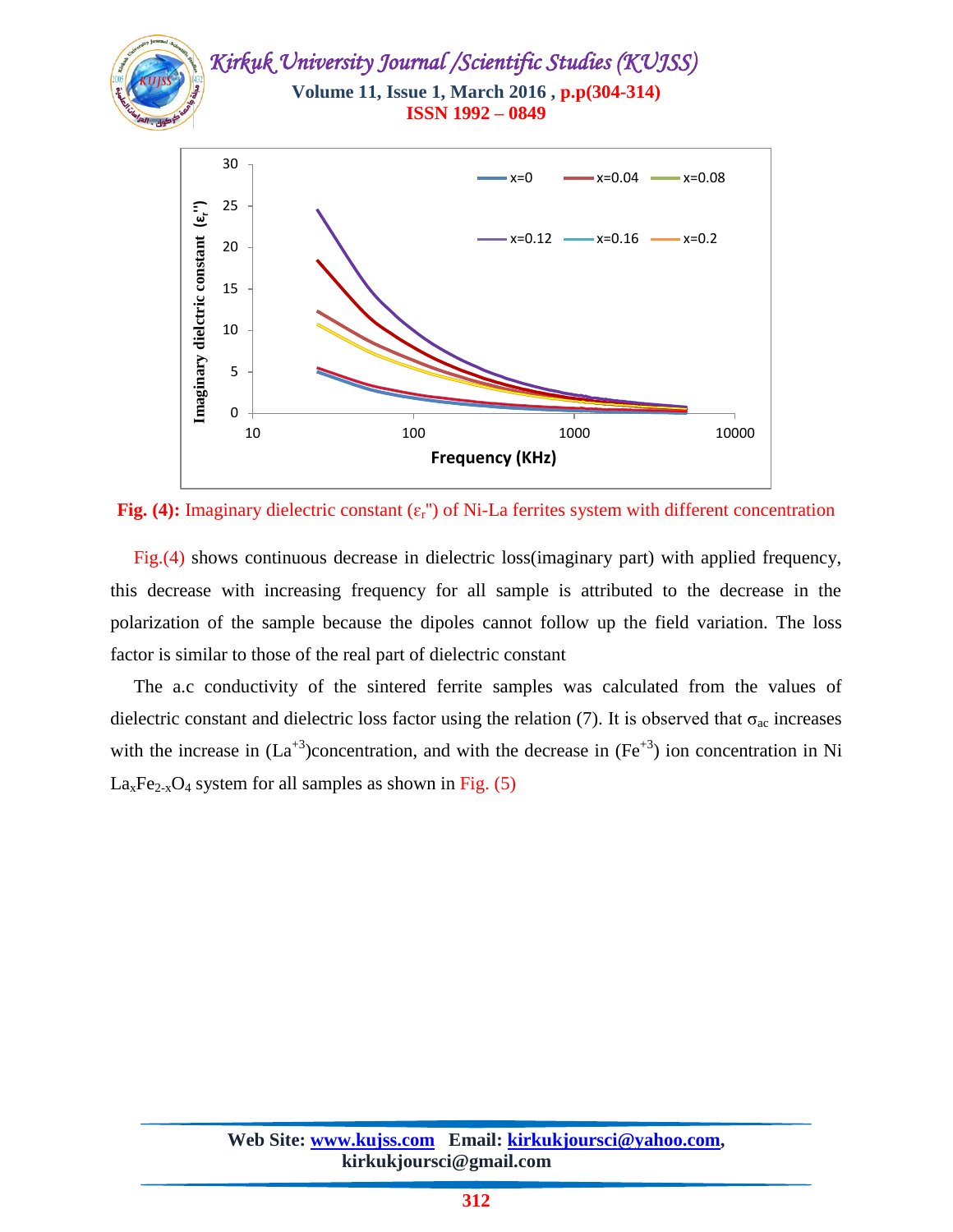**Fig. (4):** Imaginary dielectric constant ($\varepsilon_r''$) of Ni-La ferrites system with different concentration

Fig.(4) shows continuous decrease in dielectric loss(imaginary part) with applied frequency, this decrease with increasing frequency for all sample is attributed to the decrease in the polarization of the sample because the dipoles cannot follow up the field variation. The loss factor is similar to those of the real part of dielectric constant

The a.c conductivity of the sintered ferrite samples was calculated from the values of dielectric constant and dielectric loss factor using the relation (7). It is observed that $\sigma_{ac}$ increases with the increase in ($La^{+3}$)concentration, and with the decrease in ($Fe^{+3}$) ion concentration in Ni $La_xFe_{2-x}O_4$ system for all samples as shown in Fig. (5)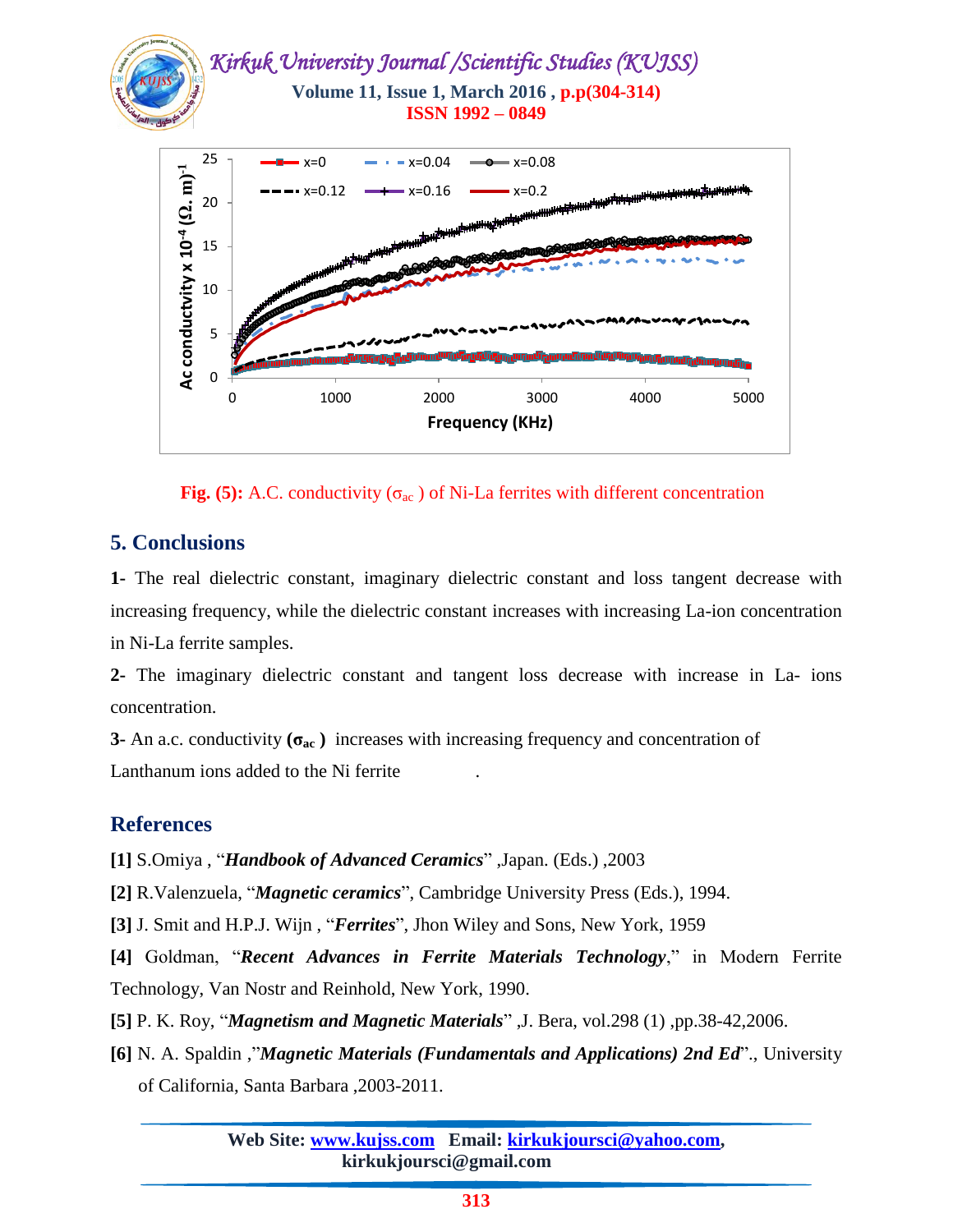**Fig. (5):** A.C. conductivity ($\sigma_{ac}$) of Ni-La ferrites with different concentration

## 5. Conclusions

**1**- The real dielectric constant, imaginary dielectric constant and loss tangent decrease with increasing frequency, while the dielectric constant increases with increasing La-ion concentration in Ni-La ferrite samples.

**2**- The imaginary dielectric constant and tangent loss decrease with increase in La- ions concentration.

**3**- An a.c. conductivity **($\sigma_{ac}$)** increases with increasing frequency and concentration of Lanthanum ions added to the Ni ferrite .

## References

**[1]** S.Omiya , "***Handbook of Advanced Ceramics***" ,Japan. (Eds.) ,2003

**[2]** R.Valenzuela, "***Magnetic ceramics***", Cambridge University Press (Eds.), 1994.

**[3]** J. Smit and H.P.J. Wijn , "***Ferrites***", Jhon Wiley and Sons, New York, 1959

**[4]** Goldman, "***Recent Advances in Ferrite Materials Technology***," in Modern Ferrite Technology, Van Nostr and Reinhold, New York, 1990.

**[5]** P. K. Roy, "***Magnetism and Magnetic Materials***" ,J. Bera, vol.298 (1) ,pp.38-42,2006.

**[6]** N. A. Spaldin ,"***Magnetic Materials (Fundamentals and Applications) 2nd Ed***"., University of California, Santa Barbara ,2003-2011.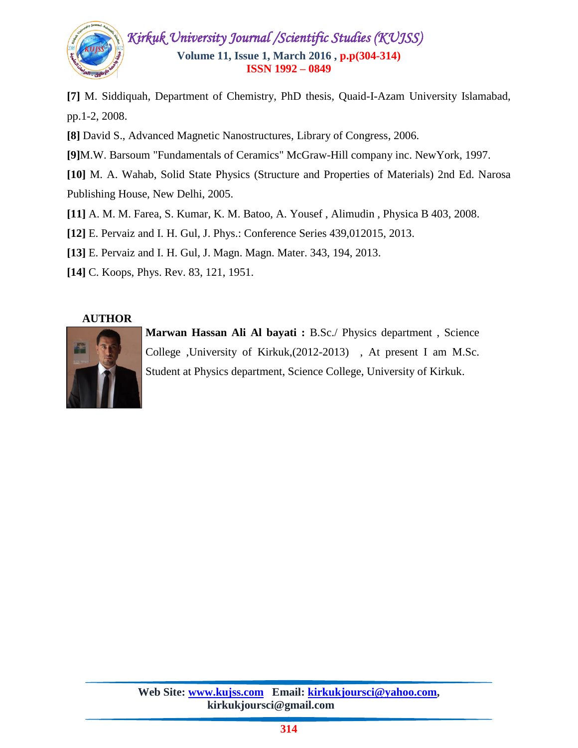**[7]** M. Siddiquah, Department of Chemistry, PhD thesis, Quaid-I-Azam University Islamabad, pp.1-2, 2008.

**[8]** David S., Advanced Magnetic Nanostructures, Library of Congress, 2006.

**[9]**M.W. Barsoum "Fundamentals of Ceramics" McGraw-Hill company inc. NewYork, 1997.

**[10]** M. A. Wahab, Solid State Physics (Structure and Properties of Materials) 2nd Ed. Narosa Publishing House, New Delhi, 2005.

**[11]** A. M. M. Farea, S. Kumar, K. M. Batoo, A. Yousef , Alimudin , Physica B 403, 2008.

**[12]** E. Pervaiz and I. H. Gul, J. Phys.: Conference Series 439,012015, 2013.

**[13]** E. Pervaiz and I. H. Gul, J. Magn. Magn. Mater. 343, 194, 2013.

**[14]** C. Koops, Phys. Rev. 83, 121, 1951.

**AUTHOR**

**Marwan Hassan Ali Al bayati :** B.Sc./ Physics department , Science College ,University of Kirkuk,(2012-2013) , At present I am M.Sc. Student at Physics department, Science College, University of Kirkuk.

**Web Site: www.kujss.com Email: kirkukjoursci@yahoo.com, kirkukjoursci@gmail.com**